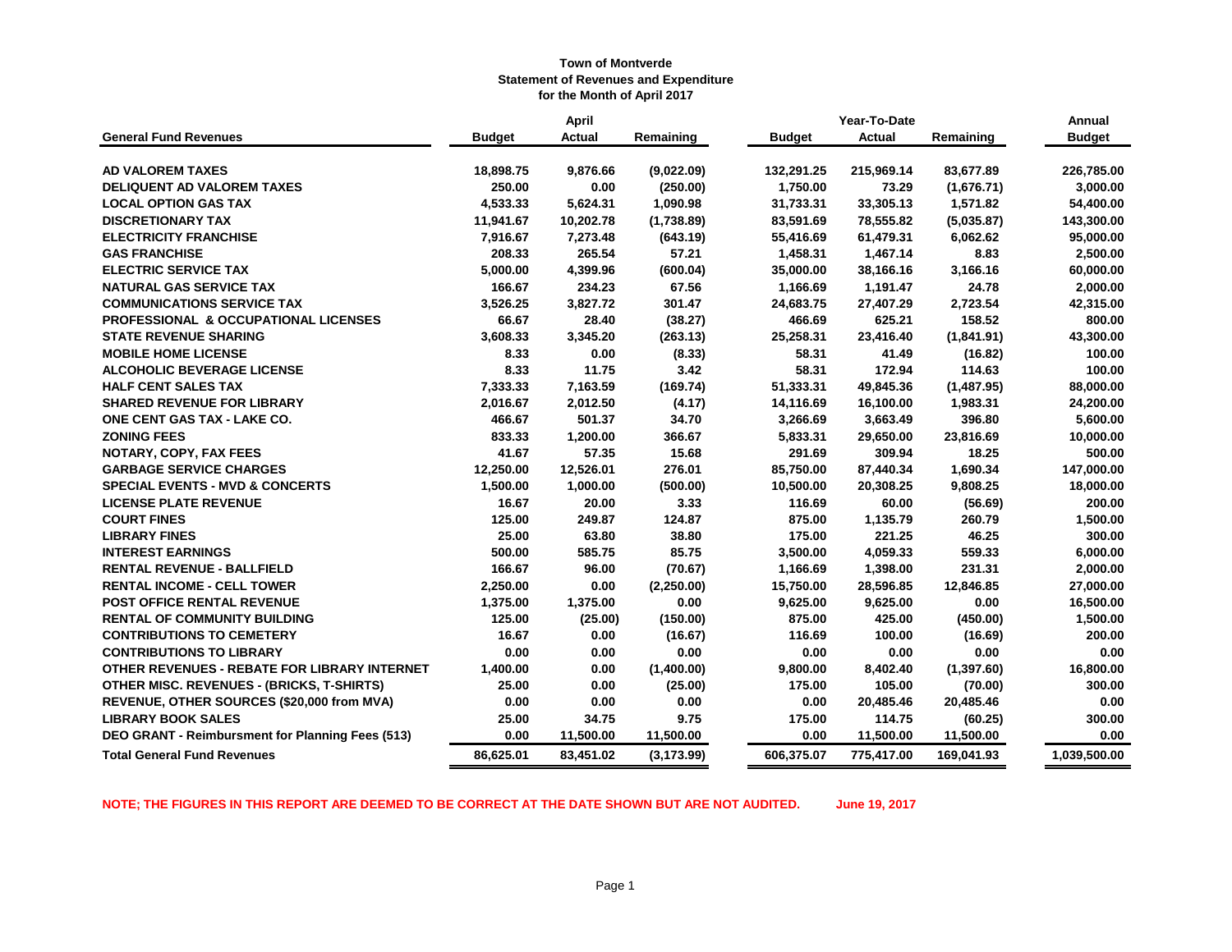**Town of Montverde**
**Statement of Revenues and Expenditure**
**for the Month of April 2017**

| General Fund Revenues | April Budget | April Actual | April Remaining | Year-To-Date Budget | Year-To-Date Actual | Year-To-Date Remaining | Annual Budget |
|---|---|---|---|---|---|---|---|
| AD VALOREM TAXES | 18,898.75 | 9,876.66 | (9,022.09) | 132,291.25 | 215,969.14 | 83,677.89 | 226,785.00 |
| DELIQUENT AD VALOREM TAXES | 250.00 | 0.00 | (250.00) | 1,750.00 | 73.29 | (1,676.71) | 3,000.00 |
| LOCAL OPTION GAS TAX | 4,533.33 | 5,624.31 | 1,090.98 | 31,733.31 | 33,305.13 | 1,571.82 | 54,400.00 |
| DISCRETIONARY TAX | 11,941.67 | 10,202.78 | (1,738.89) | 83,591.69 | 78,555.82 | (5,035.87) | 143,300.00 |
| ELECTRICITY FRANCHISE | 7,916.67 | 7,273.48 | (643.19) | 55,416.69 | 61,479.31 | 6,062.62 | 95,000.00 |
| GAS FRANCHISE | 208.33 | 265.54 | 57.21 | 1,458.31 | 1,467.14 | 8.83 | 2,500.00 |
| ELECTRIC SERVICE TAX | 5,000.00 | 4,399.96 | (600.04) | 35,000.00 | 38,166.16 | 3,166.16 | 60,000.00 |
| NATURAL GAS SERVICE TAX | 166.67 | 234.23 | 67.56 | 1,166.69 | 1,191.47 | 24.78 | 2,000.00 |
| COMMUNICATIONS SERVICE TAX | 3,526.25 | 3,827.72 | 301.47 | 24,683.75 | 27,407.29 | 2,723.54 | 42,315.00 |
| PROFESSIONAL & OCCUPATIONAL LICENSES | 66.67 | 28.40 | (38.27) | 466.69 | 625.21 | 158.52 | 800.00 |
| STATE REVENUE SHARING | 3,608.33 | 3,345.20 | (263.13) | 25,258.31 | 23,416.40 | (1,841.91) | 43,300.00 |
| MOBILE HOME LICENSE | 8.33 | 0.00 | (8.33) | 58.31 | 41.49 | (16.82) | 100.00 |
| ALCOHOLIC BEVERAGE LICENSE | 8.33 | 11.75 | 3.42 | 58.31 | 172.94 | 114.63 | 100.00 |
| HALF CENT SALES TAX | 7,333.33 | 7,163.59 | (169.74) | 51,333.31 | 49,845.36 | (1,487.95) | 88,000.00 |
| SHARED REVENUE FOR LIBRARY | 2,016.67 | 2,012.50 | (4.17) | 14,116.69 | 16,100.00 | 1,983.31 | 24,200.00 |
| ONE CENT GAS TAX - LAKE CO. | 466.67 | 501.37 | 34.70 | 3,266.69 | 3,663.49 | 396.80 | 5,600.00 |
| ZONING FEES | 833.33 | 1,200.00 | 366.67 | 5,833.31 | 29,650.00 | 23,816.69 | 10,000.00 |
| NOTARY, COPY, FAX FEES | 41.67 | 57.35 | 15.68 | 291.69 | 309.94 | 18.25 | 500.00 |
| GARBAGE SERVICE CHARGES | 12,250.00 | 12,526.01 | 276.01 | 85,750.00 | 87,440.34 | 1,690.34 | 147,000.00 |
| SPECIAL EVENTS - MVD & CONCERTS | 1,500.00 | 1,000.00 | (500.00) | 10,500.00 | 20,308.25 | 9,808.25 | 18,000.00 |
| LICENSE PLATE REVENUE | 16.67 | 20.00 | 3.33 | 116.69 | 60.00 | (56.69) | 200.00 |
| COURT FINES | 125.00 | 249.87 | 124.87 | 875.00 | 1,135.79 | 260.79 | 1,500.00 |
| LIBRARY FINES | 25.00 | 63.80 | 38.80 | 175.00 | 221.25 | 46.25 | 300.00 |
| INTEREST EARNINGS | 500.00 | 585.75 | 85.75 | 3,500.00 | 4,059.33 | 559.33 | 6,000.00 |
| RENTAL REVENUE - BALLFIELD | 166.67 | 96.00 | (70.67) | 1,166.69 | 1,398.00 | 231.31 | 2,000.00 |
| RENTAL INCOME - CELL TOWER | 2,250.00 | 0.00 | (2,250.00) | 15,750.00 | 28,596.85 | 12,846.85 | 27,000.00 |
| POST OFFICE RENTAL REVENUE | 1,375.00 | 1,375.00 | 0.00 | 9,625.00 | 9,625.00 | 0.00 | 16,500.00 |
| RENTAL OF COMMUNITY BUILDING | 125.00 | (25.00) | (150.00) | 875.00 | 425.00 | (450.00) | 1,500.00 |
| CONTRIBUTIONS TO CEMETERY | 16.67 | 0.00 | (16.67) | 116.69 | 100.00 | (16.69) | 200.00 |
| CONTRIBUTIONS TO LIBRARY | 0.00 | 0.00 | 0.00 | 0.00 | 0.00 | 0.00 | 0.00 |
| OTHER REVENUES - REBATE FOR LIBRARY INTERNET | 1,400.00 | 0.00 | (1,400.00) | 9,800.00 | 8,402.40 | (1,397.60) | 16,800.00 |
| OTHER MISC. REVENUES - (BRICKS, T-SHIRTS) | 25.00 | 0.00 | (25.00) | 175.00 | 105.00 | (70.00) | 300.00 |
| REVENUE, OTHER SOURCES ($20,000 from MVA) | 0.00 | 0.00 | 0.00 | 0.00 | 20,485.46 | 20,485.46 | 0.00 |
| LIBRARY BOOK SALES | 25.00 | 34.75 | 9.75 | 175.00 | 114.75 | (60.25) | 300.00 |
| DEO GRANT - Reimbursment for Planning Fees (513) | 0.00 | 11,500.00 | 11,500.00 | 0.00 | 11,500.00 | 11,500.00 | 0.00 |
| **Total General Fund Revenues** | **86,625.01** | **83,451.02** | **(3,173.99)** | **606,375.07** | **775,417.00** | **169,041.93** | **1,039,500.00** |

**NOTE; THE FIGURES IN THIS REPORT ARE DEEMED TO BE CORRECT AT THE DATE SHOWN BUT ARE NOT AUDITED. June 19, 2017**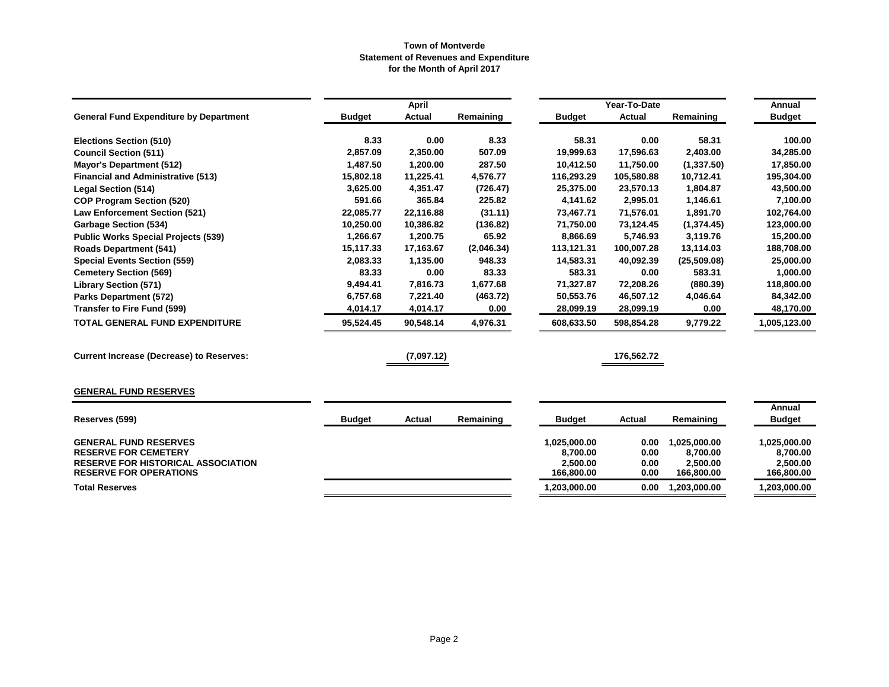**Town of Montverde**
**Statement of Revenues and Expenditure**
**for the Month of April 2017**

| General Fund Expenditure by Department | April | | | Year-To-Date | | | Annual |
|---|---|---|---|---|---|---|---|
| | Budget | Actual | Remaining | Budget | Actual | Remaining | Budget |
| Elections Section (510) | 8.33 | 0.00 | 8.33 | 58.31 | 0.00 | 58.31 | 100.00 |
| Council Section (511) | 2,857.09 | 2,350.00 | 507.09 | 19,999.63 | 17,596.63 | 2,403.00 | 34,285.00 |
| Mayor's Department (512) | 1,487.50 | 1,200.00 | 287.50 | 10,412.50 | 11,750.00 | (1,337.50) | 17,850.00 |
| Financial and Administrative (513) | 15,802.18 | 11,225.41 | 4,576.77 | 116,293.29 | 105,580.88 | 10,712.41 | 195,304.00 |
| Legal Section (514) | 3,625.00 | 4,351.47 | (726.47) | 25,375.00 | 23,570.13 | 1,804.87 | 43,500.00 |
| COP Program Section (520) | 591.66 | 365.84 | 225.82 | 4,141.62 | 2,995.01 | 1,146.61 | 7,100.00 |
| Law Enforcement Section (521) | 22,085.77 | 22,116.88 | (31.11) | 73,467.71 | 71,576.01 | 1,891.70 | 102,764.00 |
| Garbage Section (534) | 10,250.00 | 10,386.82 | (136.82) | 71,750.00 | 73,124.45 | (1,374.45) | 123,000.00 |
| Public Works Special Projects (539) | 1,266.67 | 1,200.75 | 65.92 | 8,866.69 | 5,746.93 | 3,119.76 | 15,200.00 |
| Roads Department (541) | 15,117.33 | 17,163.67 | (2,046.34) | 113,121.31 | 100,007.28 | 13,114.03 | 188,708.00 |
| Special Events Section (559) | 2,083.33 | 1,135.00 | 948.33 | 14,583.31 | 40,092.39 | (25,509.08) | 25,000.00 |
| Cemetery Section (569) | 83.33 | 0.00 | 83.33 | 583.31 | 0.00 | 583.31 | 1,000.00 |
| Library Section (571) | 9,494.41 | 7,816.73 | 1,677.68 | 71,327.87 | 72,208.26 | (880.39) | 118,800.00 |
| Parks Department (572) | 6,757.68 | 7,221.40 | (463.72) | 50,553.76 | 46,507.12 | 4,046.64 | 84,342.00 |
| Transfer to Fire Fund (599) | 4,014.17 | 4,014.17 | 0.00 | 28,099.19 | 28,099.19 | 0.00 | 48,170.00 |
| **TOTAL GENERAL FUND EXPENDITURE** | **95,524.45** | **90,548.14** | **4,976.31** | **608,633.50** | **598,854.28** | **9,779.22** | **1,005,123.00** |
| | | | | | | | |
| **Current Increase (Decrease) to Reserves:** | | (7,097.12) | | | 176,562.72 | | |

**GENERAL FUND RESERVES**

| Reserves (599) | Budget | Actual | Remaining | Budget | Actual | Remaining | Annual Budget |
|---|---|---|---|---|---|---|---|
| GENERAL FUND RESERVES | | | | 1,025,000.00 | 0.00 | 1,025,000.00 | 1,025,000.00 |
| RESERVE FOR CEMETERY | | | | 8,700.00 | 0.00 | 8,700.00 | 8,700.00 |
| RESERVE FOR HISTORICAL ASSOCIATION | | | | 2,500.00 | 0.00 | 2,500.00 | 2,500.00 |
| RESERVE FOR OPERATIONS | | | | 166,800.00 | 0.00 | 166,800.00 | 166,800.00 |
| **Total Reserves** | | | | **1,203,000.00** | **0.00** | **1,203,000.00** | **1,203,000.00** |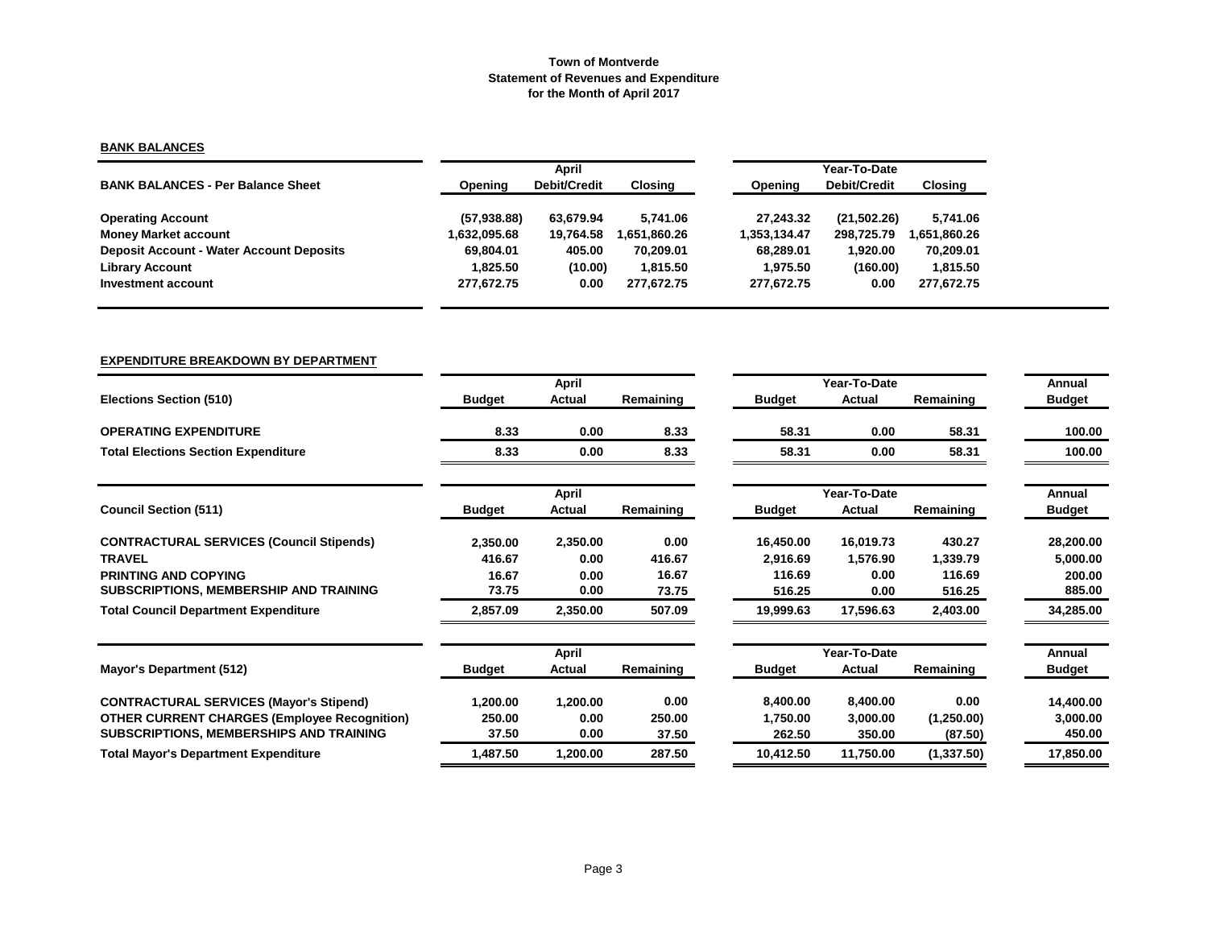**Town of Montverde**
**Statement of Revenues and Expenditure**
**for the Month of April 2017**

## BANK BALANCES

| BANK BALANCES - Per Balance Sheet | April Opening | April Debit/Credit | April Closing | Year-To-Date Opening | Year-To-Date Debit/Credit | Year-To-Date Closing |
|---|---|---|---|---|---|---|
| Operating Account | (57,938.88) | 63,679.94 | 5,741.06 | 27,243.32 | (21,502.26) | 5,741.06 |
| Money Market account | 1,632,095.68 | 19,764.58 | 1,651,860.26 | 1,353,134.47 | 298,725.79 | 1,651,860.26 |
| Deposit Account - Water Account Deposits | 69,804.01 | 405.00 | 70,209.01 | 68,289.01 | 1,920.00 | 70,209.01 |
| Library Account | 1,825.50 | (10.00) | 1,815.50 | 1,975.50 | (160.00) | 1,815.50 |
| Investment account | 277,672.75 | 0.00 | 277,672.75 | 277,672.75 | 0.00 | 277,672.75 |

## EXPENDITURE BREAKDOWN BY DEPARTMENT

| Elections Section (510) | April Budget | April Actual | April Remaining | Year-To-Date Budget | Year-To-Date Actual | Year-To-Date Remaining | Annual Budget |
|---|---|---|---|---|---|---|---|
| OPERATING EXPENDITURE | 8.33 | 0.00 | 8.33 | 58.31 | 0.00 | 58.31 | 100.00 |
| Total Elections Section Expenditure | 8.33 | 0.00 | 8.33 | 58.31 | 0.00 | 58.31 | 100.00 |

| Council Section (511) | April Budget | April Actual | April Remaining | Year-To-Date Budget | Year-To-Date Actual | Year-To-Date Remaining | Annual Budget |
|---|---|---|---|---|---|---|---|
| CONTRACTURAL SERVICES (Council Stipends) | 2,350.00 | 2,350.00 | 0.00 | 16,450.00 | 16,019.73 | 430.27 | 28,200.00 |
| TRAVEL | 416.67 | 0.00 | 416.67 | 2,916.69 | 1,576.90 | 1,339.79 | 5,000.00 |
| PRINTING AND COPYING | 16.67 | 0.00 | 16.67 | 116.69 | 0.00 | 116.69 | 200.00 |
| SUBSCRIPTIONS, MEMBERSHIP AND TRAINING | 73.75 | 0.00 | 73.75 | 516.25 | 0.00 | 516.25 | 885.00 |
| Total Council Department Expenditure | 2,857.09 | 2,350.00 | 507.09 | 19,999.63 | 17,596.63 | 2,403.00 | 34,285.00 |

| Mayor's Department (512) | April Budget | April Actual | April Remaining | Year-To-Date Budget | Year-To-Date Actual | Year-To-Date Remaining | Annual Budget |
|---|---|---|---|---|---|---|---|
| CONTRACTURAL SERVICES (Mayor's Stipend) | 1,200.00 | 1,200.00 | 0.00 | 8,400.00 | 8,400.00 | 0.00 | 14,400.00 |
| OTHER CURRENT CHARGES (Employee Recognition) | 250.00 | 0.00 | 250.00 | 1,750.00 | 3,000.00 | (1,250.00) | 3,000.00 |
| SUBSCRIPTIONS, MEMBERSHIPS AND TRAINING | 37.50 | 0.00 | 37.50 | 262.50 | 350.00 | (87.50) | 450.00 |
| Total Mayor's Department Expenditure | 1,487.50 | 1,200.00 | 287.50 | 10,412.50 | 11,750.00 | (1,337.50) | 17,850.00 |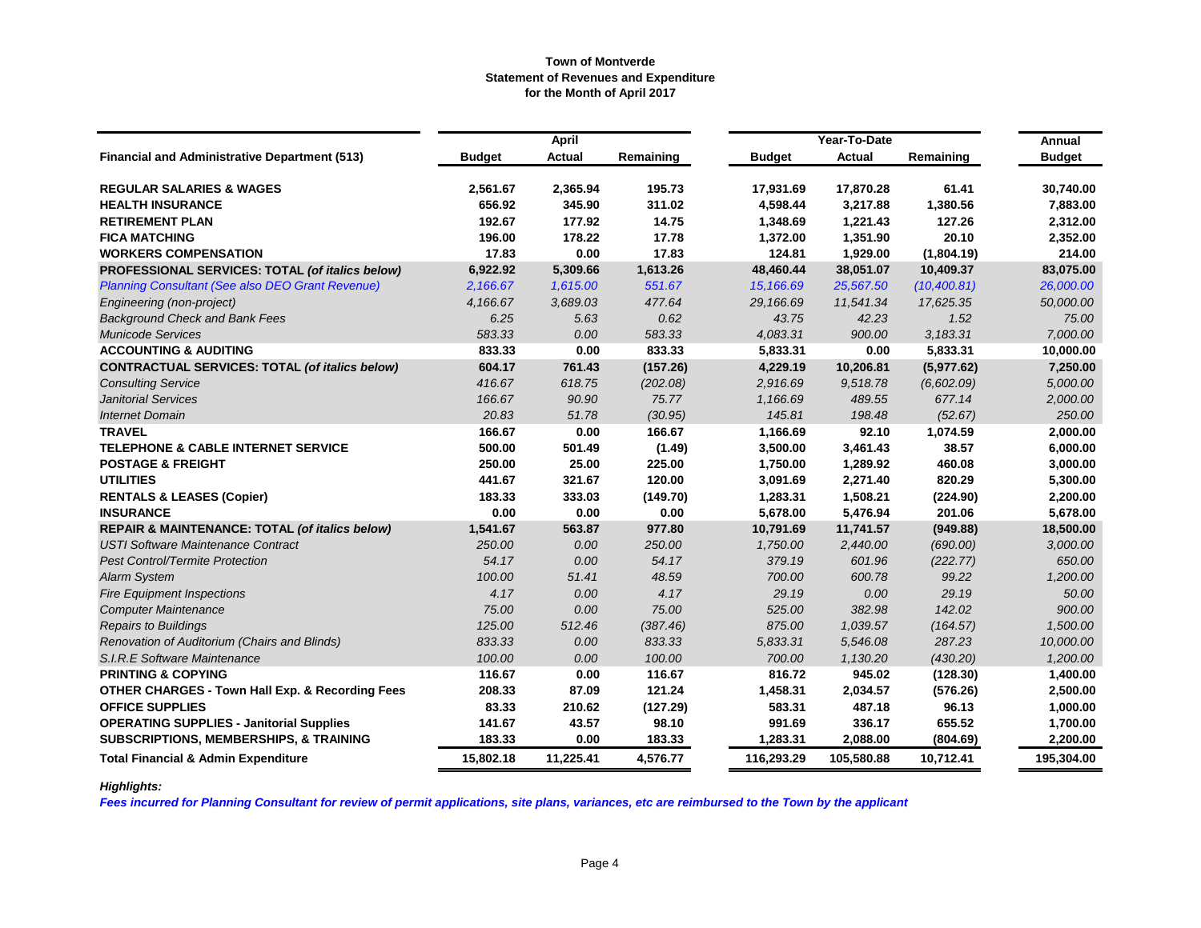**Town of Montverde**
**Statement of Revenues and Expenditure**
**for the Month of April 2017**

| Financial and Administrative Department (513) | April Budget | April Actual | April Remaining | Year-To-Date Budget | Year-To-Date Actual | Year-To-Date Remaining | Annual Budget |
|---|---|---|---|---|---|---|---|
| **REGULAR SALARIES & WAGES** | **2,561.67** | **2,365.94** | **195.73** | **17,931.69** | **17,870.28** | **61.41** | **30,740.00** |
| **HEALTH INSURANCE** | **656.92** | **345.90** | **311.02** | **4,598.44** | **3,217.88** | **1,380.56** | **7,883.00** |
| **RETIREMENT PLAN** | **192.67** | **177.92** | **14.75** | **1,348.69** | **1,221.43** | **127.26** | **2,312.00** |
| **FICA MATCHING** | **196.00** | **178.22** | **17.78** | **1,372.00** | **1,351.90** | **20.10** | **2,352.00** |
| **WORKERS COMPENSATION** | **17.83** | **0.00** | **17.83** | **124.81** | **1,929.00** | **(1,804.19)** | **214.00** |
| **PROFESSIONAL SERVICES: TOTAL *(of italics below)*** | **6,922.92** | **5,309.66** | **1,613.26** | **48,460.44** | **38,051.07** | **10,409.37** | **83,075.00** |
| *Planning Consultant (See also DEO Grant Revenue)* | *2,166.67* | *1,615.00* | *551.67* | *15,166.69* | *25,567.50* | *(10,400.81)* | *26,000.00* |
| *Engineering (non-project)* | *4,166.67* | *3,689.03* | *477.64* | *29,166.69* | *11,541.34* | *17,625.35* | *50,000.00* |
| *Background Check and Bank Fees* | *6.25* | *5.63* | *0.62* | *43.75* | *42.23* | *1.52* | *75.00* |
| *Municode Services* | *583.33* | *0.00* | *583.33* | *4,083.31* | *900.00* | *3,183.31* | *7,000.00* |
| **ACCOUNTING & AUDITING** | **833.33** | **0.00** | **833.33** | **5,833.31** | **0.00** | **5,833.31** | **10,000.00** |
| **CONTRACTUAL SERVICES: TOTAL *(of italics below)*** | **604.17** | **761.43** | **(157.26)** | **4,229.19** | **10,206.81** | **(5,977.62)** | **7,250.00** |
| *Consulting Service* | *416.67* | *618.75* | *(202.08)* | *2,916.69* | *9,518.78* | *(6,602.09)* | *5,000.00* |
| *Janitorial Services* | *166.67* | *90.90* | *75.77* | *1,166.69* | *489.55* | *677.14* | *2,000.00* |
| *Internet Domain* | *20.83* | *51.78* | *(30.95)* | *145.81* | *198.48* | *(52.67)* | *250.00* |
| **TRAVEL** | **166.67** | **0.00** | **166.67** | **1,166.69** | **92.10** | **1,074.59** | **2,000.00** |
| **TELEPHONE & CABLE INTERNET SERVICE** | **500.00** | **501.49** | **(1.49)** | **3,500.00** | **3,461.43** | **38.57** | **6,000.00** |
| **POSTAGE & FREIGHT** | **250.00** | **25.00** | **225.00** | **1,750.00** | **1,289.92** | **460.08** | **3,000.00** |
| **UTILITIES** | **441.67** | **321.67** | **120.00** | **3,091.69** | **2,271.40** | **820.29** | **5,300.00** |
| **RENTALS & LEASES (Copier)** | **183.33** | **333.03** | **(149.70)** | **1,283.31** | **1,508.21** | **(224.90)** | **2,200.00** |
| **INSURANCE** | **0.00** | **0.00** | **0.00** | **5,678.00** | **5,476.94** | **201.06** | **5,678.00** |
| **REPAIR & MAINTENANCE: TOTAL *(of italics below)*** | **1,541.67** | **563.87** | **977.80** | **10,791.69** | **11,741.57** | **(949.88)** | **18,500.00** |
| *USTI Software Maintenance Contract* | *250.00* | *0.00* | *250.00* | *1,750.00* | *2,440.00* | *(690.00)* | *3,000.00* |
| *Pest Control/Termite Protection* | *54.17* | *0.00* | *54.17* | *379.19* | *601.96* | *(222.77)* | *650.00* |
| *Alarm System* | *100.00* | *51.41* | *48.59* | *700.00* | *600.78* | *99.22* | *1,200.00* |
| *Fire Equipment Inspections* | *4.17* | *0.00* | *4.17* | *29.19* | *0.00* | *29.19* | *50.00* |
| *Computer Maintenance* | *75.00* | *0.00* | *75.00* | *525.00* | *382.98* | *142.02* | *900.00* |
| *Repairs to Buildings* | *125.00* | *512.46* | *(387.46)* | *875.00* | *1,039.57* | *(164.57)* | *1,500.00* |
| *Renovation of Auditorium (Chairs and Blinds)* | *833.33* | *0.00* | *833.33* | *5,833.31* | *5,546.08* | *287.23* | *10,000.00* |
| *S.I.R.E Software Maintenance* | *100.00* | *0.00* | *100.00* | *700.00* | *1,130.20* | *(430.20)* | *1,200.00* |
| **PRINTING & COPYING** | **116.67** | **0.00** | **116.67** | **816.72** | **945.02** | **(128.30)** | **1,400.00** |
| **OTHER CHARGES - Town Hall Exp. & Recording Fees** | **208.33** | **87.09** | **121.24** | **1,458.31** | **2,034.57** | **(576.26)** | **2,500.00** |
| **OFFICE SUPPLIES** | **83.33** | **210.62** | **(127.29)** | **583.31** | **487.18** | **96.13** | **1,000.00** |
| **OPERATING SUPPLIES - Janitorial Supplies** | **141.67** | **43.57** | **98.10** | **991.69** | **336.17** | **655.52** | **1,700.00** |
| **SUBSCRIPTIONS, MEMBERSHIPS, & TRAINING** | **183.33** | **0.00** | **183.33** | **1,283.31** | **2,088.00** | **(804.69)** | **2,200.00** |
| **Total Financial & Admin Expenditure** | **15,802.18** | **11,225.41** | **4,576.77** | **116,293.29** | **105,580.88** | **10,712.41** | **195,304.00** |

***Highlights:***

***Fees incurred for Planning Consultant for review of permit applications, site plans, variances, etc are reimbursed to the Town by the applicant***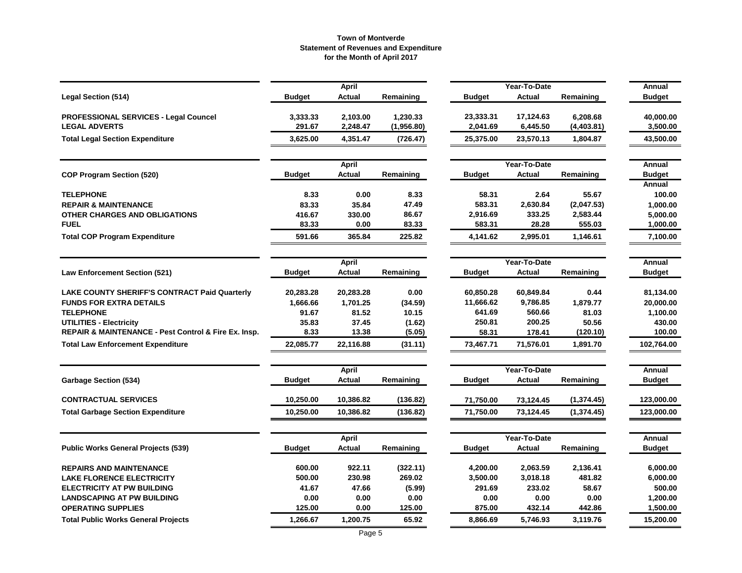# Town of Montverde
## Statement of Revenues and Expenditure
### for the Month of April 2017

| Legal Section (514) | April Budget | April Actual | April Remaining | Year-To-Date Budget | Year-To-Date Actual | Year-To-Date Remaining | Annual Budget |
|---|---|---|---|---|---|---|---|
| **PROFESSIONAL SERVICES - Legal Councel** | 3,333.33 | 2,103.00 | 1,230.33 | 23,333.31 | 17,124.63 | 6,208.68 | 40,000.00 |
| **LEGAL ADVERTS** | 291.67 | 2,248.47 | (1,956.80) | 2,041.69 | 6,445.50 | (4,403.81) | 3,500.00 |
| **Total Legal Section Expenditure** | 3,625.00 | 4,351.47 | (726.47) | 25,375.00 | 23,570.13 | 1,804.87 | 43,500.00 |

| COP Program Section (520) | April Budget | April Actual | April Remaining | Year-To-Date Budget | Year-To-Date Actual | Year-To-Date Remaining | Annual Budget |
|---|---|---|---|---|---|---|---|
| **TELEPHONE** | 8.33 | 0.00 | 8.33 | 58.31 | 2.64 | 55.67 | 100.00 |
| **REPAIR & MAINTENANCE** | 83.33 | 35.84 | 47.49 | 583.31 | 2,630.84 | (2,047.53) | 1,000.00 |
| **OTHER CHARGES AND OBLIGATIONS** | 416.67 | 330.00 | 86.67 | 2,916.69 | 333.25 | 2,583.44 | 5,000.00 |
| **FUEL** | 83.33 | 0.00 | 83.33 | 583.31 | 28.28 | 555.03 | 1,000.00 |
| **Total COP Program Expenditure** | 591.66 | 365.84 | 225.82 | 4,141.62 | 2,995.01 | 1,146.61 | 7,100.00 |

| Law Enforcement Section (521) | April Budget | April Actual | April Remaining | Year-To-Date Budget | Year-To-Date Actual | Year-To-Date Remaining | Annual Budget |
|---|---|---|---|---|---|---|---|
| **LAKE COUNTY SHERIFF'S CONTRACT Paid Quarterly** | 20,283.28 | 20,283.28 | 0.00 | 60,850.28 | 60,849.84 | 0.44 | 81,134.00 |
| **FUNDS FOR EXTRA DETAILS** | 1,666.66 | 1,701.25 | (34.59) | 11,666.62 | 9,786.85 | 1,879.77 | 20,000.00 |
| **TELEPHONE** | 91.67 | 81.52 | 10.15 | 641.69 | 560.66 | 81.03 | 1,100.00 |
| **UTILITIES - Electricity** | 35.83 | 37.45 | (1.62) | 250.81 | 200.25 | 50.56 | 430.00 |
| **REPAIR & MAINTENANCE - Pest Control & Fire Ex. Insp.** | 8.33 | 13.38 | (5.05) | 58.31 | 178.41 | (120.10) | 100.00 |
| **Total Law Enforcement Expenditure** | 22,085.77 | 22,116.88 | (31.11) | 73,467.71 | 71,576.01 | 1,891.70 | 102,764.00 |

| Garbage Section (534) | April Budget | April Actual | April Remaining | Year-To-Date Budget | Year-To-Date Actual | Year-To-Date Remaining | Annual Budget |
|---|---|---|---|---|---|---|---|
| **CONTRACTUAL SERVICES** | 10,250.00 | 10,386.82 | (136.82) | 71,750.00 | 73,124.45 | (1,374.45) | 123,000.00 |
| **Total Garbage Section Expenditure** | 10,250.00 | 10,386.82 | (136.82) | 71,750.00 | 73,124.45 | (1,374.45) | 123,000.00 |

| Public Works General Projects (539) | April Budget | April Actual | April Remaining | Year-To-Date Budget | Year-To-Date Actual | Year-To-Date Remaining | Annual Budget |
|---|---|---|---|---|---|---|---|
| **REPAIRS AND MAINTENANCE** | 600.00 | 922.11 | (322.11) | 4,200.00 | 2,063.59 | 2,136.41 | 6,000.00 |
| **LAKE FLORENCE ELECTRICITY** | 500.00 | 230.98 | 269.02 | 3,500.00 | 3,018.18 | 481.82 | 6,000.00 |
| **ELECTRICITY AT PW BUILDING** | 41.67 | 47.66 | (5.99) | 291.69 | 233.02 | 58.67 | 500.00 |
| **LANDSCAPING AT PW BUILDING** | 0.00 | 0.00 | 0.00 | 0.00 | 0.00 | 0.00 | 1,200.00 |
| **OPERATING SUPPLIES** | 125.00 | 0.00 | 125.00 | 875.00 | 432.14 | 442.86 | 1,500.00 |
| **Total Public Works General Projects** | 1,266.67 | 1,200.75 | 65.92 | 8,866.69 | 5,746.93 | 3,119.76 | 15,200.00 |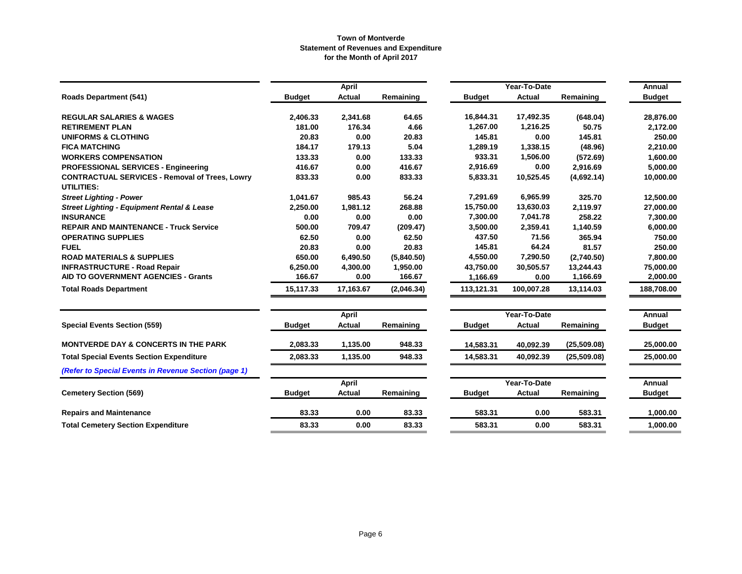**Town of Montverde**
**Statement of Revenues and Expenditure**
**for the Month of April 2017**

| Roads Department (541) | April | | | Year-To-Date | | | Annual |
|---|---|---|---|---|---|---|---|
| | Budget | Actual | Remaining | Budget | Actual | Remaining | Budget |
| **REGULAR SALARIES & WAGES** | 2,406.33 | 2,341.68 | 64.65 | 16,844.31 | 17,492.35 | (648.04) | 28,876.00 |
| **RETIREMENT PLAN** | 181.00 | 176.34 | 4.66 | 1,267.00 | 1,216.25 | 50.75 | 2,172.00 |
| **UNIFORMS & CLOTHING** | 20.83 | 0.00 | 20.83 | 145.81 | 0.00 | 145.81 | 250.00 |
| **FICA MATCHING** | 184.17 | 179.13 | 5.04 | 1,289.19 | 1,338.15 | (48.96) | 2,210.00 |
| **WORKERS COMPENSATION** | 133.33 | 0.00 | 133.33 | 933.31 | 1,506.00 | (572.69) | 1,600.00 |
| **PROFESSIONAL SERVICES - Engineering** | 416.67 | 0.00 | 416.67 | 2,916.69 | 0.00 | 2,916.69 | 5,000.00 |
| **CONTRACTUAL SERVICES - Removal of Trees, Lowry** | 833.33 | 0.00 | 833.33 | 5,833.31 | 10,525.45 | (4,692.14) | 10,000.00 |
| **UTILITIES:** | | | | | | | |
| ***Street Lighting - Power*** | 1,041.67 | 985.43 | 56.24 | 7,291.69 | 6,965.99 | 325.70 | 12,500.00 |
| ***Street Lighting - Equipment Rental & Lease*** | 2,250.00 | 1,981.12 | 268.88 | 15,750.00 | 13,630.03 | 2,119.97 | 27,000.00 |
| **INSURANCE** | 0.00 | 0.00 | 0.00 | 7,300.00 | 7,041.78 | 258.22 | 7,300.00 |
| **REPAIR AND MAINTENANCE - Truck Service** | 500.00 | 709.47 | (209.47) | 3,500.00 | 2,359.41 | 1,140.59 | 6,000.00 |
| **OPERATING SUPPLIES** | 62.50 | 0.00 | 62.50 | 437.50 | 71.56 | 365.94 | 750.00 |
| **FUEL** | 20.83 | 0.00 | 20.83 | 145.81 | 64.24 | 81.57 | 250.00 |
| **ROAD MATERIALS & SUPPLIES** | 650.00 | 6,490.50 | (5,840.50) | 4,550.00 | 7,290.50 | (2,740.50) | 7,800.00 |
| **INFRASTRUCTURE - Road Repair** | 6,250.00 | 4,300.00 | 1,950.00 | 43,750.00 | 30,505.57 | 13,244.43 | 75,000.00 |
| **AID TO GOVERNMENT AGENCIES - Grants** | 166.67 | 0.00 | 166.67 | 1,166.69 | 0.00 | 1,166.69 | 2,000.00 |
| **Total Roads Department** | 15,117.33 | 17,163.67 | (2,046.34) | 113,121.31 | 100,007.28 | 13,114.03 | 188,708.00 |

| Special Events Section (559) | April | | | Year-To-Date | | | Annual |
|---|---|---|---|---|---|---|---|
| | Budget | Actual | Remaining | Budget | Actual | Remaining | Budget |
| **MONTVERDE DAY & CONCERTS IN THE PARK** | 2,083.33 | 1,135.00 | 948.33 | 14,583.31 | 40,092.39 | (25,509.08) | 25,000.00 |
| **Total Special Events Section Expenditure** | 2,083.33 | 1,135.00 | 948.33 | 14,583.31 | 40,092.39 | (25,509.08) | 25,000.00 |

***(Refer to Special Events in Revenue Section (page 1)***

| Cemetery Section (569) | April | | | Year-To-Date | | | Annual |
|---|---|---|---|---|---|---|---|
| | Budget | Actual | Remaining | Budget | Actual | Remaining | Budget |
| **Repairs and Maintenance** | 83.33 | 0.00 | 83.33 | 583.31 | 0.00 | 583.31 | 1,000.00 |
| **Total Cemetery Section Expenditure** | 83.33 | 0.00 | 83.33 | 583.31 | 0.00 | 583.31 | 1,000.00 |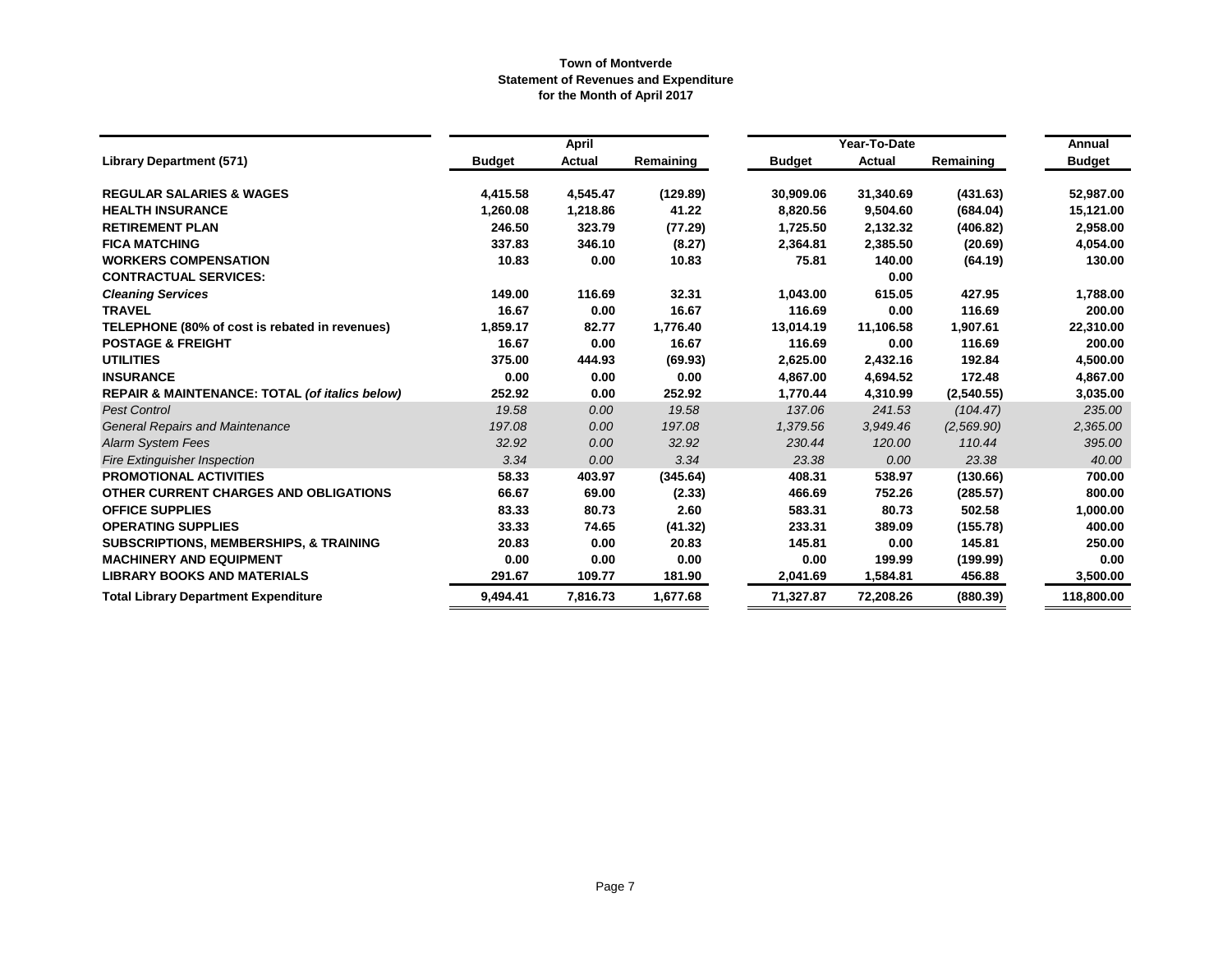**Town of Montverde**
**Statement of Revenues and Expenditure**
**for the Month of April 2017**

| | April | | | Year-To-Date | | | Annual |
|---|---|---|---|---|---|---|---|
| **Library Department (571)** | **Budget** | **Actual** | **Remaining** | **Budget** | **Actual** | **Remaining** | **Budget** |
| **REGULAR SALARIES & WAGES** | **4,415.58** | **4,545.47** | **(129.89)** | **30,909.06** | **31,340.69** | **(431.63)** | **52,987.00** |
| **HEALTH INSURANCE** | **1,260.08** | **1,218.86** | **41.22** | **8,820.56** | **9,504.60** | **(684.04)** | **15,121.00** |
| **RETIREMENT PLAN** | **246.50** | **323.79** | **(77.29)** | **1,725.50** | **2,132.32** | **(406.82)** | **2,958.00** |
| **FICA MATCHING** | **337.83** | **346.10** | **(8.27)** | **2,364.81** | **2,385.50** | **(20.69)** | **4,054.00** |
| **WORKERS COMPENSATION** | **10.83** | **0.00** | **10.83** | **75.81** | **140.00** | **(64.19)** | **130.00** |
| **CONTRACTUAL SERVICES:** | | | | | **0.00** | | |
| ***Cleaning Services*** | **149.00** | **116.69** | **32.31** | **1,043.00** | **615.05** | **427.95** | **1,788.00** |
| **TRAVEL** | **16.67** | **0.00** | **16.67** | **116.69** | **0.00** | **116.69** | **200.00** |
| **TELEPHONE (80% of cost is rebated in revenues)** | **1,859.17** | **82.77** | **1,776.40** | **13,014.19** | **11,106.58** | **1,907.61** | **22,310.00** |
| **POSTAGE & FREIGHT** | **16.67** | **0.00** | **16.67** | **116.69** | **0.00** | **116.69** | **200.00** |
| **UTILITIES** | **375.00** | **444.93** | **(69.93)** | **2,625.00** | **2,432.16** | **192.84** | **4,500.00** |
| **INSURANCE** | **0.00** | **0.00** | **0.00** | **4,867.00** | **4,694.52** | **172.48** | **4,867.00** |
| **REPAIR & MAINTENANCE: TOTAL *(of italics below)*** | **252.92** | **0.00** | **252.92** | **1,770.44** | **4,310.99** | **(2,540.55)** | **3,035.00** |
| *Pest Control* | *19.58* | *0.00* | *19.58* | *137.06* | *241.53* | *(104.47)* | *235.00* |
| *General Repairs and Maintenance* | *197.08* | *0.00* | *197.08* | *1,379.56* | *3,949.46* | *(2,569.90)* | *2,365.00* |
| *Alarm System Fees* | *32.92* | *0.00* | *32.92* | *230.44* | *120.00* | *110.44* | *395.00* |
| *Fire Extinguisher Inspection* | *3.34* | *0.00* | *3.34* | *23.38* | *0.00* | *23.38* | *40.00* |
| **PROMOTIONAL ACTIVITIES** | **58.33** | **403.97** | **(345.64)** | **408.31** | **538.97** | **(130.66)** | **700.00** |
| **OTHER CURRENT CHARGES AND OBLIGATIONS** | **66.67** | **69.00** | **(2.33)** | **466.69** | **752.26** | **(285.57)** | **800.00** |
| **OFFICE SUPPLIES** | **83.33** | **80.73** | **2.60** | **583.31** | **80.73** | **502.58** | **1,000.00** |
| **OPERATING SUPPLIES** | **33.33** | **74.65** | **(41.32)** | **233.31** | **389.09** | **(155.78)** | **400.00** |
| **SUBSCRIPTIONS, MEMBERSHIPS, & TRAINING** | **20.83** | **0.00** | **20.83** | **145.81** | **0.00** | **145.81** | **250.00** |
| **MACHINERY AND EQUIPMENT** | **0.00** | **0.00** | **0.00** | **0.00** | **199.99** | **(199.99)** | **0.00** |
| **LIBRARY BOOKS AND MATERIALS** | **291.67** | **109.77** | **181.90** | **2,041.69** | **1,584.81** | **456.88** | **3,500.00** |
| **Total Library Department Expenditure** | **9,494.41** | **7,816.73** | **1,677.68** | **71,327.87** | **72,208.26** | **(880.39)** | **118,800.00** |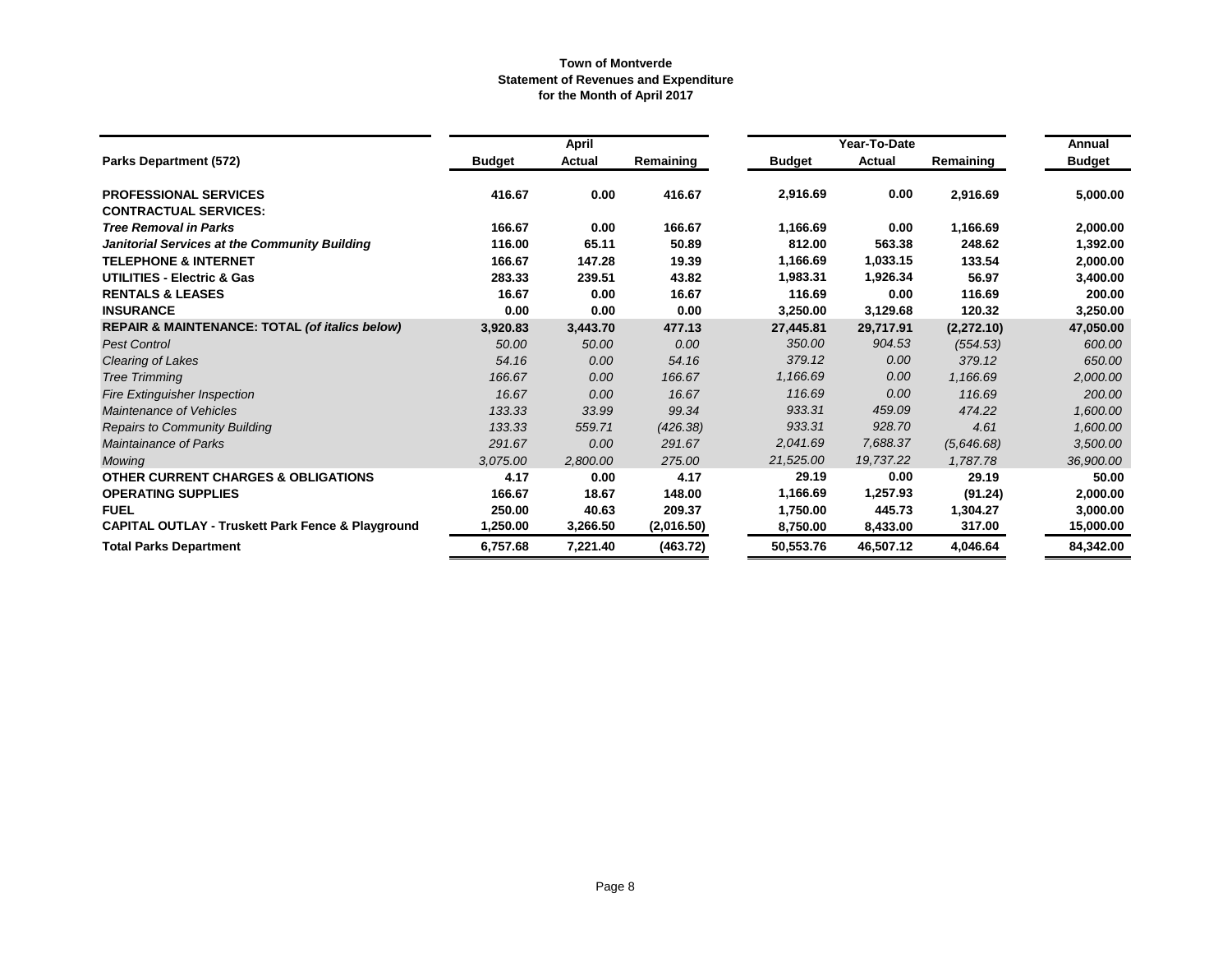**Town of Montverde**
**Statement of Revenues and Expenditure**
**for the Month of April 2017**

| Parks Department (572) | April Budget | April Actual | April Remaining | Year-To-Date Budget | Year-To-Date Actual | Year-To-Date Remaining | Annual Budget |
|---|---|---|---|---|---|---|---|
| **PROFESSIONAL SERVICES** | **416.67** | **0.00** | **416.67** | **2,916.69** | **0.00** | **2,916.69** | **5,000.00** |
| **CONTRACTUAL SERVICES:** | | | | | | | |
| ***Tree Removal in Parks*** | **166.67** | **0.00** | **166.67** | **1,166.69** | **0.00** | **1,166.69** | **2,000.00** |
| ***Janitorial Services at the Community Building*** | **116.00** | **65.11** | **50.89** | **812.00** | **563.38** | **248.62** | **1,392.00** |
| **TELEPHONE & INTERNET** | **166.67** | **147.28** | **19.39** | **1,166.69** | **1,033.15** | **133.54** | **2,000.00** |
| **UTILITIES - Electric & Gas** | **283.33** | **239.51** | **43.82** | **1,983.31** | **1,926.34** | **56.97** | **3,400.00** |
| **RENTALS & LEASES** | **16.67** | **0.00** | **16.67** | **116.69** | **0.00** | **116.69** | **200.00** |
| **INSURANCE** | **0.00** | **0.00** | **0.00** | **3,250.00** | **3,129.68** | **120.32** | **3,250.00** |
| **REPAIR & MAINTENANCE: TOTAL *(of italics below)*** | **3,920.83** | **3,443.70** | **477.13** | **27,445.81** | **29,717.91** | **(2,272.10)** | **47,050.00** |
| *Pest Control* | *50.00* | *50.00* | *0.00* | *350.00* | *904.53* | *(554.53)* | *600.00* |
| *Clearing of Lakes* | *54.16* | *0.00* | *54.16* | *379.12* | *0.00* | *379.12* | *650.00* |
| *Tree Trimming* | *166.67* | *0.00* | *166.67* | *1,166.69* | *0.00* | *1,166.69* | *2,000.00* |
| *Fire Extinguisher Inspection* | *16.67* | *0.00* | *16.67* | *116.69* | *0.00* | *116.69* | *200.00* |
| *Maintenance of Vehicles* | *133.33* | *33.99* | *99.34* | *933.31* | *459.09* | *474.22* | *1,600.00* |
| *Repairs to Community Building* | *133.33* | *559.71* | *(426.38)* | *933.31* | *928.70* | *4.61* | *1,600.00* |
| *Maintainance of Parks* | *291.67* | *0.00* | *291.67* | *2,041.69* | *7,688.37* | *(5,646.68)* | *3,500.00* |
| *Mowing* | *3,075.00* | *2,800.00* | *275.00* | *21,525.00* | *19,737.22* | *1,787.78* | *36,900.00* |
| **OTHER CURRENT CHARGES & OBLIGATIONS** | **4.17** | **0.00** | **4.17** | **29.19** | **0.00** | **29.19** | **50.00** |
| **OPERATING SUPPLIES** | **166.67** | **18.67** | **148.00** | **1,166.69** | **1,257.93** | **(91.24)** | **2,000.00** |
| **FUEL** | **250.00** | **40.63** | **209.37** | **1,750.00** | **445.73** | **1,304.27** | **3,000.00** |
| **CAPITAL OUTLAY - Truskett Park Fence & Playground** | **1,250.00** | **3,266.50** | **(2,016.50)** | **8,750.00** | **8,433.00** | **317.00** | **15,000.00** |
| **Total Parks Department** | **6,757.68** | **7,221.40** | **(463.72)** | **50,553.76** | **46,507.12** | **4,046.64** | **84,342.00** |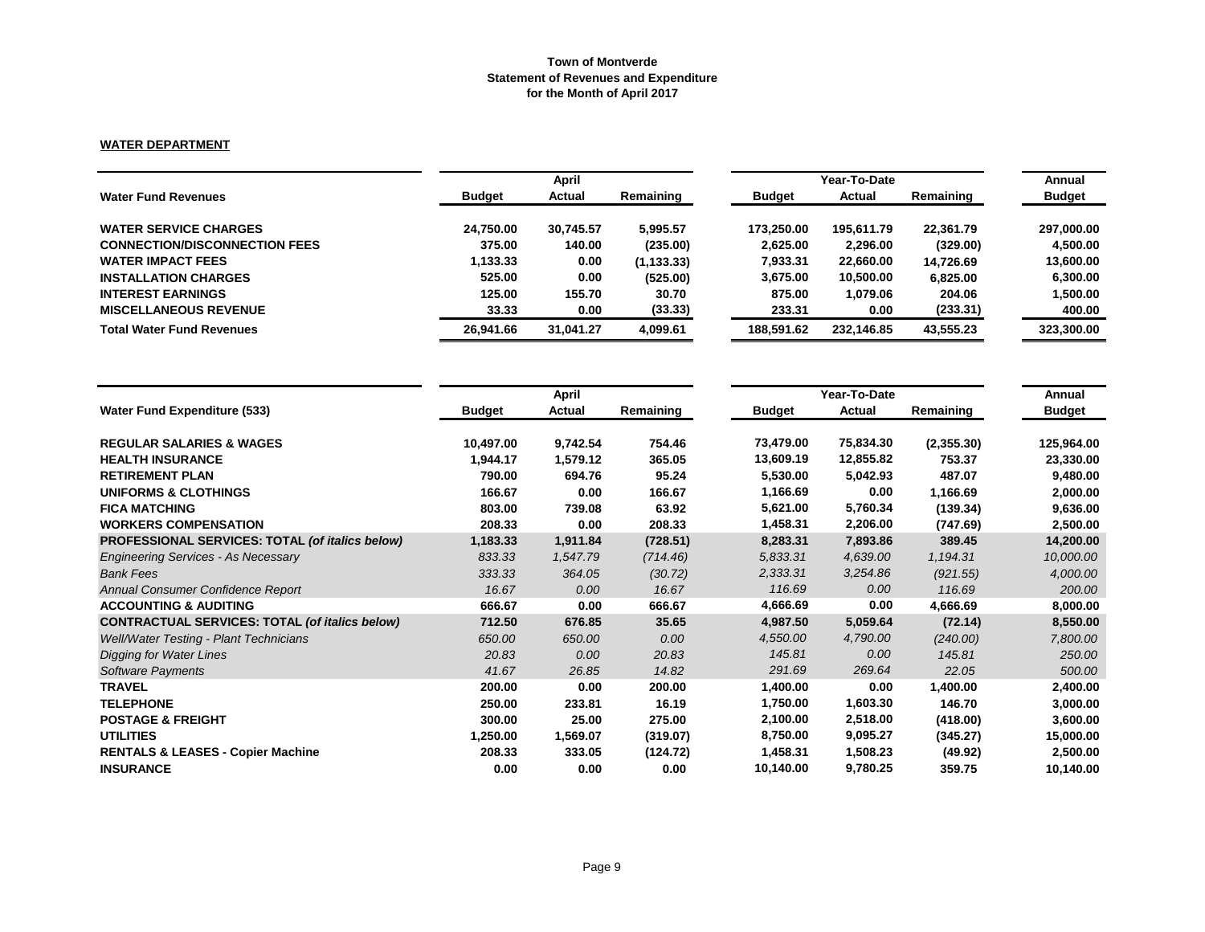**Town of Montverde**
**Statement of Revenues and Expenditure**
**for the Month of April 2017**

**WATER DEPARTMENT**

| Water Fund Revenues | April | | | Year-To-Date | | | Annual |
|---|---|---|---|---|---|---|---|
| | Budget | Actual | Remaining | Budget | Actual | Remaining | Budget |
| **WATER SERVICE CHARGES** | 24,750.00 | 30,745.57 | 5,995.57 | 173,250.00 | 195,611.79 | 22,361.79 | 297,000.00 |
| **CONNECTION/DISCONNECTION FEES** | 375.00 | 140.00 | (235.00) | 2,625.00 | 2,296.00 | (329.00) | 4,500.00 |
| **WATER IMPACT FEES** | 1,133.33 | 0.00 | (1,133.33) | 7,933.31 | 22,660.00 | 14,726.69 | 13,600.00 |
| **INSTALLATION CHARGES** | 525.00 | 0.00 | (525.00) | 3,675.00 | 10,500.00 | 6,825.00 | 6,300.00 |
| **INTEREST EARNINGS** | 125.00 | 155.70 | 30.70 | 875.00 | 1,079.06 | 204.06 | 1,500.00 |
| **MISCELLANEOUS REVENUE** | 33.33 | 0.00 | (33.33) | 233.31 | 0.00 | (233.31) | 400.00 |
| **Total Water Fund Revenues** | 26,941.66 | 31,041.27 | 4,099.61 | 188,591.62 | 232,146.85 | 43,555.23 | 323,300.00 |

| Water Fund Expenditure (533) | April | | | Year-To-Date | | | Annual |
|---|---|---|---|---|---|---|---|
| | Budget | Actual | Remaining | Budget | Actual | Remaining | Budget |
| **REGULAR SALARIES & WAGES** | 10,497.00 | 9,742.54 | 754.46 | 73,479.00 | 75,834.30 | (2,355.30) | 125,964.00 |
| **HEALTH INSURANCE** | 1,944.17 | 1,579.12 | 365.05 | 13,609.19 | 12,855.82 | 753.37 | 23,330.00 |
| **RETIREMENT PLAN** | 790.00 | 694.76 | 95.24 | 5,530.00 | 5,042.93 | 487.07 | 9,480.00 |
| **UNIFORMS & CLOTHINGS** | 166.67 | 0.00 | 166.67 | 1,166.69 | 0.00 | 1,166.69 | 2,000.00 |
| **FICA MATCHING** | 803.00 | 739.08 | 63.92 | 5,621.00 | 5,760.34 | (139.34) | 9,636.00 |
| **WORKERS COMPENSATION** | 208.33 | 0.00 | 208.33 | 1,458.31 | 2,206.00 | (747.69) | 2,500.00 |
| **PROFESSIONAL SERVICES: TOTAL *(of italics below)*** | 1,183.33 | 1,911.84 | (728.51) | 8,283.31 | 7,893.86 | 389.45 | 14,200.00 |
| *Engineering Services - As Necessary* | *833.33* | *1,547.79* | *(714.46)* | *5,833.31* | *4,639.00* | *1,194.31* | *10,000.00* |
| *Bank Fees* | *333.33* | *364.05* | *(30.72)* | *2,333.31* | *3,254.86* | *(921.55)* | *4,000.00* |
| *Annual Consumer Confidence Report* | *16.67* | *0.00* | *16.67* | *116.69* | *0.00* | *116.69* | *200.00* |
| **ACCOUNTING & AUDITING** | 666.67 | 0.00 | 666.67 | 4,666.69 | 0.00 | 4,666.69 | 8,000.00 |
| **CONTRACTUAL SERVICES: TOTAL *(of italics below)*** | 712.50 | 676.85 | 35.65 | 4,987.50 | 5,059.64 | (72.14) | 8,550.00 |
| *Well/Water Testing - Plant Technicians* | *650.00* | *650.00* | *0.00* | *4,550.00* | *4,790.00* | *(240.00)* | *7,800.00* |
| *Digging for Water Lines* | *20.83* | *0.00* | *20.83* | *145.81* | *0.00* | *145.81* | *250.00* |
| *Software Payments* | *41.67* | *26.85* | *14.82* | *291.69* | *269.64* | *22.05* | *500.00* |
| **TRAVEL** | 200.00 | 0.00 | 200.00 | 1,400.00 | 0.00 | 1,400.00 | 2,400.00 |
| **TELEPHONE** | 250.00 | 233.81 | 16.19 | 1,750.00 | 1,603.30 | 146.70 | 3,000.00 |
| **POSTAGE & FREIGHT** | 300.00 | 25.00 | 275.00 | 2,100.00 | 2,518.00 | (418.00) | 3,600.00 |
| **UTILITIES** | 1,250.00 | 1,569.07 | (319.07) | 8,750.00 | 9,095.27 | (345.27) | 15,000.00 |
| **RENTALS & LEASES - Copier Machine** | 208.33 | 333.05 | (124.72) | 1,458.31 | 1,508.23 | (49.92) | 2,500.00 |
| **INSURANCE** | 0.00 | 0.00 | 0.00 | 10,140.00 | 9,780.25 | 359.75 | 10,140.00 |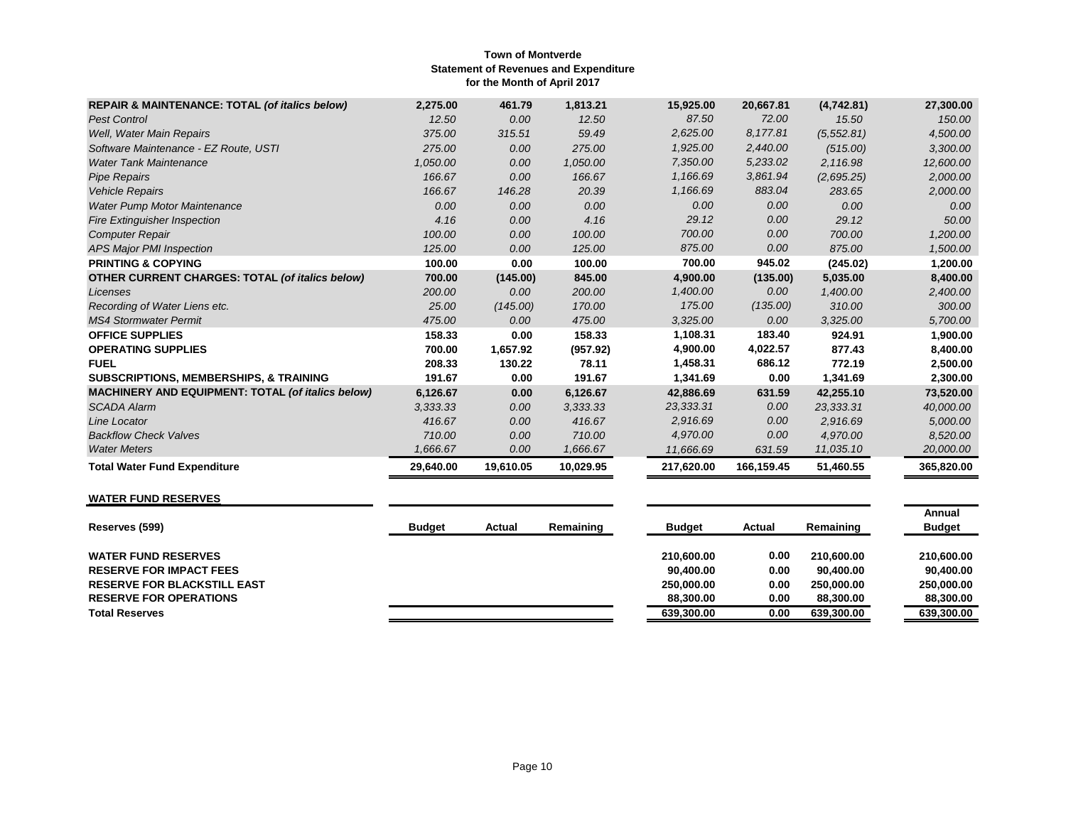**Town of Montverde**
**Statement of Revenues and Expenditure**
**for the Month of April 2017**

| | | | | | | | |
|---|---|---|---|---|---|---|---|
| **REPAIR & MAINTENANCE: TOTAL *(of italics below)*** | **2,275.00** | **461.79** | **1,813.21** | **15,925.00** | **20,667.81** | **(4,742.81)** | **27,300.00** |
| *Pest Control* | *12.50* | *0.00* | *12.50* | *87.50* | *72.00* | *15.50* | *150.00* |
| *Well, Water Main Repairs* | *375.00* | *315.51* | *59.49* | *2,625.00* | *8,177.81* | *(5,552.81)* | *4,500.00* |
| *Software Maintenance - EZ Route, USTI* | *275.00* | *0.00* | *275.00* | *1,925.00* | *2,440.00* | *(515.00)* | *3,300.00* |
| *Water Tank Maintenance* | *1,050.00* | *0.00* | *1,050.00* | *7,350.00* | *5,233.02* | *2,116.98* | *12,600.00* |
| *Pipe Repairs* | *166.67* | *0.00* | *166.67* | *1,166.69* | *3,861.94* | *(2,695.25)* | *2,000.00* |
| *Vehicle Repairs* | *166.67* | *146.28* | *20.39* | *1,166.69* | *883.04* | *283.65* | *2,000.00* |
| *Water Pump Motor Maintenance* | *0.00* | *0.00* | *0.00* | *0.00* | *0.00* | *0.00* | *0.00* |
| *Fire Extinguisher Inspection* | *4.16* | *0.00* | *4.16* | *29.12* | *0.00* | *29.12* | *50.00* |
| *Computer Repair* | *100.00* | *0.00* | *100.00* | *700.00* | *0.00* | *700.00* | *1,200.00* |
| *APS Major PMI Inspection* | *125.00* | *0.00* | *125.00* | *875.00* | *0.00* | *875.00* | *1,500.00* |
| **PRINTING & COPYING** | **100.00** | **0.00** | **100.00** | **700.00** | **945.02** | **(245.02)** | **1,200.00** |
| **OTHER CURRENT CHARGES: TOTAL *(of italics below)*** | **700.00** | **(145.00)** | **845.00** | **4,900.00** | **(135.00)** | **5,035.00** | **8,400.00** |
| *Licenses* | *200.00* | *0.00* | *200.00* | *1,400.00* | *0.00* | *1,400.00* | *2,400.00* |
| *Recording of Water Liens etc.* | *25.00* | *(145.00)* | *170.00* | *175.00* | *(135.00)* | *310.00* | *300.00* |
| *MS4 Stormwater Permit* | *475.00* | *0.00* | *475.00* | *3,325.00* | *0.00* | *3,325.00* | *5,700.00* |
| **OFFICE SUPPLIES** | **158.33** | **0.00** | **158.33** | **1,108.31** | **183.40** | **924.91** | **1,900.00** |
| **OPERATING SUPPLIES** | **700.00** | **1,657.92** | **(957.92)** | **4,900.00** | **4,022.57** | **877.43** | **8,400.00** |
| **FUEL** | **208.33** | **130.22** | **78.11** | **1,458.31** | **686.12** | **772.19** | **2,500.00** |
| **SUBSCRIPTIONS, MEMBERSHIPS, & TRAINING** | **191.67** | **0.00** | **191.67** | **1,341.69** | **0.00** | **1,341.69** | **2,300.00** |
| **MACHINERY AND EQUIPMENT: TOTAL *(of italics below)*** | **6,126.67** | **0.00** | **6,126.67** | **42,886.69** | **631.59** | **42,255.10** | **73,520.00** |
| *SCADA Alarm* | *3,333.33* | *0.00* | *3,333.33* | *23,333.31* | *0.00* | *23,333.31* | *40,000.00* |
| *Line Locator* | *416.67* | *0.00* | *416.67* | *2,916.69* | *0.00* | *2,916.69* | *5,000.00* |
| *Backflow Check Valves* | *710.00* | *0.00* | *710.00* | *4,970.00* | *0.00* | *4,970.00* | *8,520.00* |
| *Water Meters* | *1,666.67* | *0.00* | *1,666.67* | *11,666.69* | *631.59* | *11,035.10* | *20,000.00* |
| **Total Water Fund Expenditure** | **29,640.00** | **19,610.05** | **10,029.95** | **217,620.00** | **166,159.45** | **51,460.55** | **365,820.00** |

**WATER FUND RESERVES**

| Reserves (599) | Budget | Actual | Remaining | Budget | Actual | Remaining | Annual Budget |
|---|---|---|---|---|---|---|---|
| **WATER FUND RESERVES** | | | | **210,600.00** | **0.00** | **210,600.00** | **210,600.00** |
| **RESERVE FOR IMPACT FEES** | | | | **90,400.00** | **0.00** | **90,400.00** | **90,400.00** |
| **RESERVE FOR BLACKSTILL EAST** | | | | **250,000.00** | **0.00** | **250,000.00** | **250,000.00** |
| **RESERVE FOR OPERATIONS** | | | | **88,300.00** | **0.00** | **88,300.00** | **88,300.00** |
| **Total Reserves** | | | | **639,300.00** | **0.00** | **639,300.00** | **639,300.00** |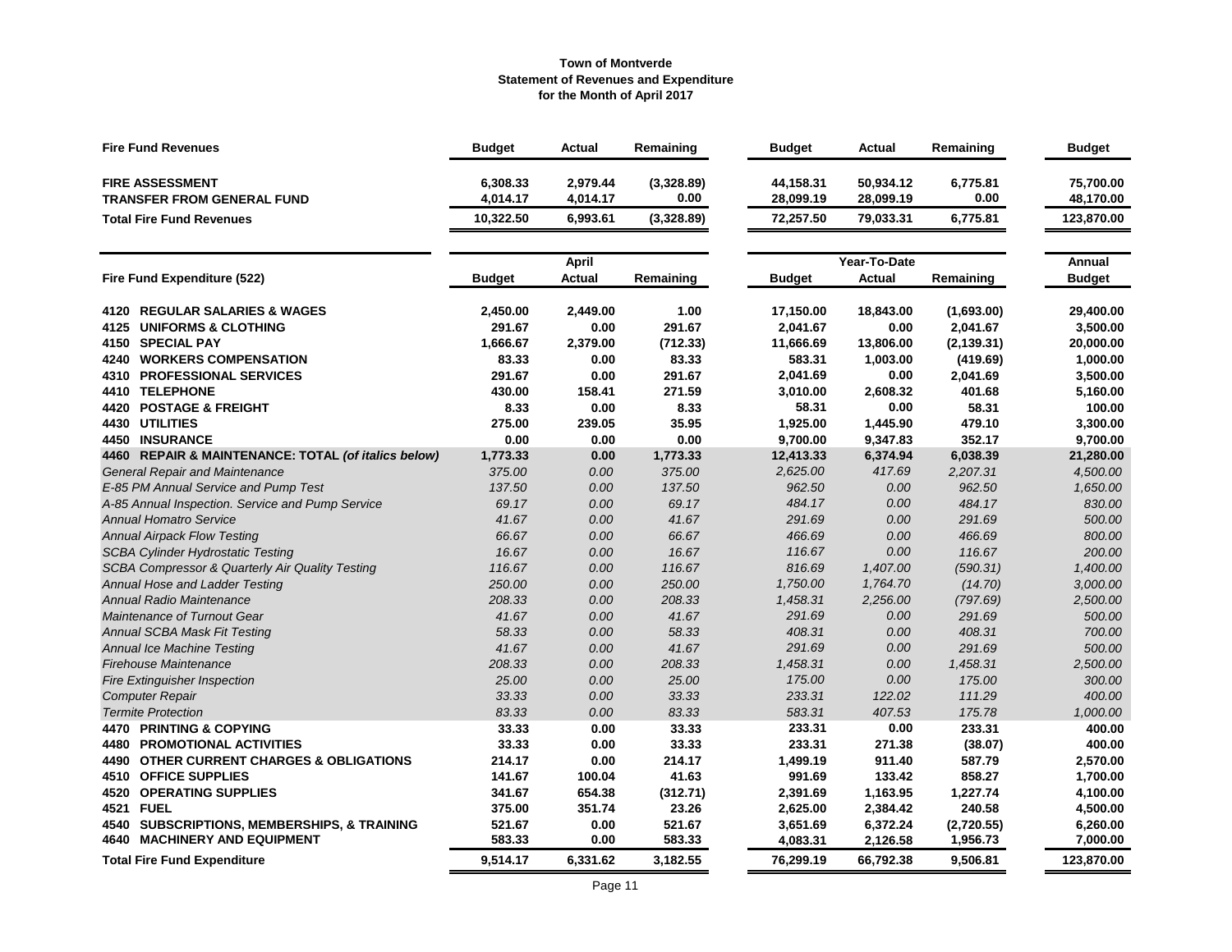**Town of Montverde**
**Statement of Revenues and Expenditure**
**for the Month of April 2017**

| Fire Fund Revenues | Budget | Actual | Remaining | Budget | Actual | Remaining | Budget |
|---|---|---|---|---|---|---|---|
| FIRE ASSESSMENT | 6,308.33 | 2,979.44 | (3,328.89) | 44,158.31 | 50,934.12 | 6,775.81 | 75,700.00 |
| TRANSFER FROM GENERAL FUND | 4,014.17 | 4,014.17 | 0.00 | 28,099.19 | 28,099.19 | 0.00 | 48,170.00 |
| **Total Fire Fund Revenues** | 10,322.50 | 6,993.61 | (3,328.89) | 72,257.50 | 79,033.31 | 6,775.81 | 123,870.00 |

| | April | | | Year-To-Date | | | Annual |
|---|---|---|---|---|---|---|---|
| **Fire Fund Expenditure (522)** | **Budget** | **Actual** | **Remaining** | **Budget** | **Actual** | **Remaining** | **Budget** |
| 4120 REGULAR SALARIES & WAGES | 2,450.00 | 2,449.00 | 1.00 | 17,150.00 | 18,843.00 | (1,693.00) | 29,400.00 |
| 4125 UNIFORMS & CLOTHING | 291.67 | 0.00 | 291.67 | 2,041.67 | 0.00 | 2,041.67 | 3,500.00 |
| 4150 SPECIAL PAY | 1,666.67 | 2,379.00 | (712.33) | 11,666.69 | 13,806.00 | (2,139.31) | 20,000.00 |
| 4240 WORKERS COMPENSATION | 83.33 | 0.00 | 83.33 | 583.31 | 1,003.00 | (419.69) | 1,000.00 |
| 4310 PROFESSIONAL SERVICES | 291.67 | 0.00 | 291.67 | 2,041.69 | 0.00 | 2,041.69 | 3,500.00 |
| 4410 TELEPHONE | 430.00 | 158.41 | 271.59 | 3,010.00 | 2,608.32 | 401.68 | 5,160.00 |
| 4420 POSTAGE & FREIGHT | 8.33 | 0.00 | 8.33 | 58.31 | 0.00 | 58.31 | 100.00 |
| 4430 UTILITIES | 275.00 | 239.05 | 35.95 | 1,925.00 | 1,445.90 | 479.10 | 3,300.00 |
| 4450 INSURANCE | 0.00 | 0.00 | 0.00 | 9,700.00 | 9,347.83 | 352.17 | 9,700.00 |
| 4460 REPAIR & MAINTENANCE: TOTAL *(of italics below)* | 1,773.33 | 0.00 | 1,773.33 | 12,413.33 | 6,374.94 | 6,038.39 | 21,280.00 |
| *General Repair and Maintenance* | *375.00* | *0.00* | *375.00* | *2,625.00* | *417.69* | *2,207.31* | *4,500.00* |
| *E-85 PM Annual Service and Pump Test* | *137.50* | *0.00* | *137.50* | *962.50* | *0.00* | *962.50* | *1,650.00* |
| *A-85 Annual Inspection. Service and Pump Service* | *69.17* | *0.00* | *69.17* | *484.17* | *0.00* | *484.17* | *830.00* |
| *Annual Homatro Service* | *41.67* | *0.00* | *41.67* | *291.69* | *0.00* | *291.69* | *500.00* |
| *Annual Airpack Flow Testing* | *66.67* | *0.00* | *66.67* | *466.69* | *0.00* | *466.69* | *800.00* |
| *SCBA Cylinder Hydrostatic Testing* | *16.67* | *0.00* | *16.67* | *116.67* | *0.00* | *116.67* | *200.00* |
| *SCBA Compressor & Quarterly Air Quality Testing* | *116.67* | *0.00* | *116.67* | *816.69* | *1,407.00* | *(590.31)* | *1,400.00* |
| *Annual Hose and Ladder Testing* | *250.00* | *0.00* | *250.00* | *1,750.00* | *1,764.70* | *(14.70)* | *3,000.00* |
| *Annual Radio Maintenance* | *208.33* | *0.00* | *208.33* | *1,458.31* | *2,256.00* | *(797.69)* | *2,500.00* |
| *Maintenance of Turnout Gear* | *41.67* | *0.00* | *41.67* | *291.69* | *0.00* | *291.69* | *500.00* |
| *Annual SCBA Mask Fit Testing* | *58.33* | *0.00* | *58.33* | *408.31* | *0.00* | *408.31* | *700.00* |
| *Annual Ice Machine Testing* | *41.67* | *0.00* | *41.67* | *291.69* | *0.00* | *291.69* | *500.00* |
| *Firehouse Maintenance* | *208.33* | *0.00* | *208.33* | *1,458.31* | *0.00* | *1,458.31* | *2,500.00* |
| *Fire Extinguisher Inspection* | *25.00* | *0.00* | *25.00* | *175.00* | *0.00* | *175.00* | *300.00* |
| *Computer Repair* | *33.33* | *0.00* | *33.33* | *233.31* | *122.02* | *111.29* | *400.00* |
| *Termite Protection* | *83.33* | *0.00* | *83.33* | *583.31* | *407.53* | *175.78* | *1,000.00* |
| 4470 PRINTING & COPYING | 33.33 | 0.00 | 33.33 | 233.31 | 0.00 | 233.31 | 400.00 |
| 4480 PROMOTIONAL ACTIVITIES | 33.33 | 0.00 | 33.33 | 233.31 | 271.38 | (38.07) | 400.00 |
| 4490 OTHER CURRENT CHARGES & OBLIGATIONS | 214.17 | 0.00 | 214.17 | 1,499.19 | 911.40 | 587.79 | 2,570.00 |
| 4510 OFFICE SUPPLIES | 141.67 | 100.04 | 41.63 | 991.69 | 133.42 | 858.27 | 1,700.00 |
| 4520 OPERATING SUPPLIES | 341.67 | 654.38 | (312.71) | 2,391.69 | 1,163.95 | 1,227.74 | 4,100.00 |
| 4521 FUEL | 375.00 | 351.74 | 23.26 | 2,625.00 | 2,384.42 | 240.58 | 4,500.00 |
| 4540 SUBSCRIPTIONS, MEMBERSHIPS, & TRAINING | 521.67 | 0.00 | 521.67 | 3,651.69 | 6,372.24 | (2,720.55) | 6,260.00 |
| 4640 MACHINERY AND EQUIPMENT | 583.33 | 0.00 | 583.33 | 4,083.31 | 2,126.58 | 1,956.73 | 7,000.00 |
| **Total Fire Fund Expenditure** | 9,514.17 | 6,331.62 | 3,182.55 | 76,299.19 | 66,792.38 | 9,506.81 | 123,870.00 |